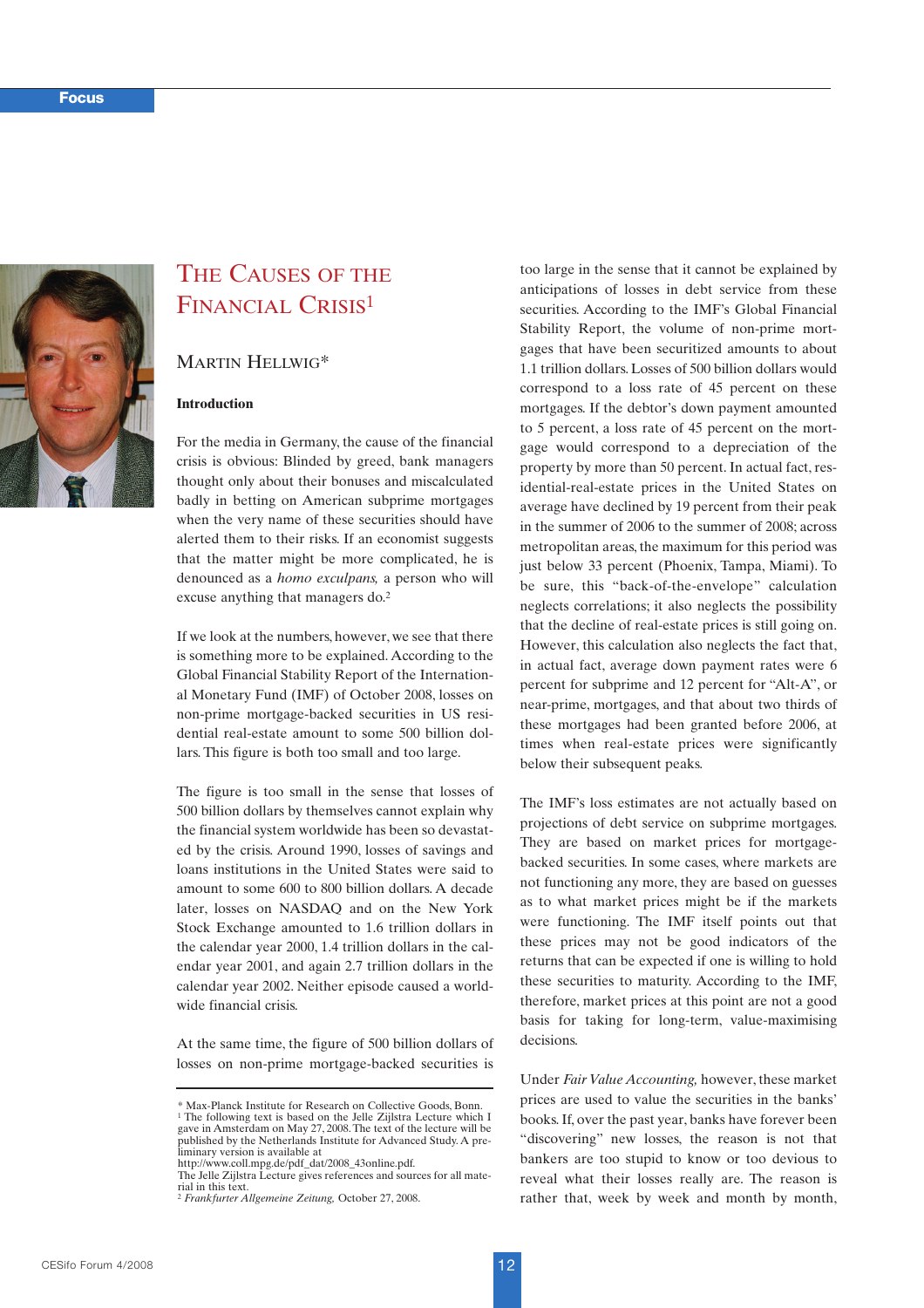# The Causes of the Financial Crisis[1]

## Martin Hellwig*

### Introduction

For the media in Germany, the cause of the financial crisis is obvious: Blinded by greed, bank managers thought only about their bonuses and miscalculated badly in betting on American subprime mortgages when the very name of these securities should have alerted them to their risks. If an economist suggests that the matter might be more complicated, he is denounced as a *homo exculpans,* a person who will excuse anything that managers do.[2]

If we look at the numbers, however, we see that there is something more to be explained. According to the Global Financial Stability Report of the International Monetary Fund (IMF) of October 2008, losses on non-prime mortgage-backed securities in US residential real-estate amount to some 500 billion dollars. This figure is both too small and too large.

The figure is too small in the sense that losses of 500 billion dollars by themselves cannot explain why the financial system worldwide has been so devastated by the crisis. Around 1990, losses of savings and loans institutions in the United States were said to amount to some 600 to 800 billion dollars. A decade later, losses on NASDAQ and on the New York Stock Exchange amounted to 1.6 trillion dollars in the calendar year 2000, 1.4 trillion dollars in the calendar year 2001, and again 2.7 trillion dollars in the calendar year 2002. Neither episode caused a worldwide financial crisis.

At the same time, the figure of 500 billion dollars of losses on non-prime mortgage-backed securities is too large in the sense that it cannot be explained by anticipations of losses in debt service from these securities. According to the IMF's Global Financial Stability Report, the volume of non-prime mortgages that have been securitized amounts to about 1.1 trillion dollars. Losses of 500 billion dollars would correspond to a loss rate of 45 percent on these mortgages. If the debtor's down payment amounted to 5 percent, a loss rate of 45 percent on the mortgage would correspond to a depreciation of the property by more than 50 percent. In actual fact, residential-real-estate prices in the United States on average have declined by 19 percent from their peak in the summer of 2006 to the summer of 2008; across metropolitan areas, the maximum for this period was just below 33 percent (Phoenix, Tampa, Miami). To be sure, this "back-of-the-envelope" calculation neglects correlations; it also neglects the possibility that the decline of real-estate prices is still going on. However, this calculation also neglects the fact that, in actual fact, average down payment rates were 6 percent for subprime and 12 percent for "Alt-A", or near-prime, mortgages, and that about two thirds of these mortgages had been granted before 2006, at times when real-estate prices were significantly below their subsequent peaks.

The IMF's loss estimates are not actually based on projections of debt service on subprime mortgages. They are based on market prices for mortgage-backed securities. In some cases, where markets are not functioning any more, they are based on guesses as to what market prices might be if the markets were functioning. The IMF itself points out that these prices may not be good indicators of the returns that can be expected if one is willing to hold these securities to maturity. According to the IMF, therefore, market prices at this point are not a good basis for taking for long-term, value-maximising decisions.

Under *Fair Value Accounting,* however, these market prices are used to value the securities in the banks' books. If, over the past year, banks have forever been "discovering" new losses, the reason is not that bankers are too stupid to know or too devious to reveal what their losses really are. The reason is rather that, week by week and month by month,

---

\* Max-Planck Institute for Research on Collective Goods, Bonn.

[1] The following text is based on the Jelle Zijlstra Lecture which I gave in Amsterdam on May 27, 2008. The text of the lecture will be published by the Netherlands Institute for Advanced Study. A preliminary version is available at http://www.coll.mpg.de/pdf_dat/2008_43online.pdf. The Jelle Zijlstra Lecture gives references and sources for all material in this text.

[2] *Frankfurter Allgemeine Zeitung,* October 27, 2008.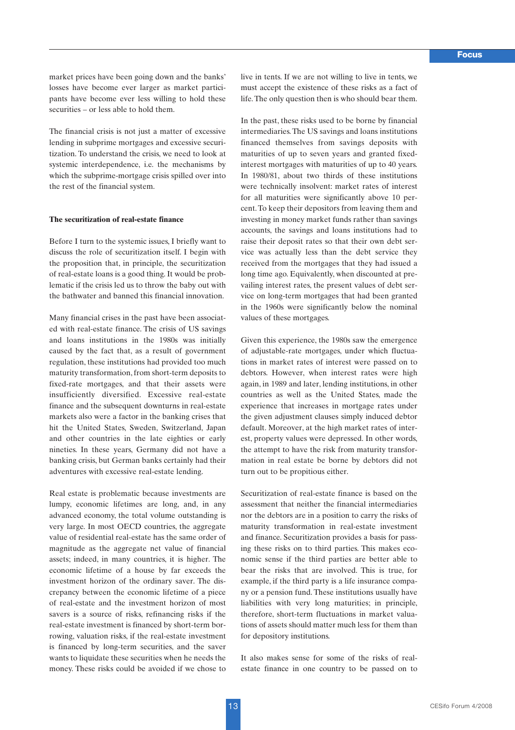market prices have been going down and the banks' losses have become ever larger as market participants have become ever less willing to hold these securities – or less able to hold them.

The financial crisis is not just a matter of excessive lending in subprime mortgages and excessive securitization. To understand the crisis, we need to look at systemic interdependence, i.e. the mechanisms by which the subprime-mortgage crisis spilled over into the rest of the financial system.

**The securitization of real-estate finance**

Before I turn to the systemic issues, I briefly want to discuss the role of securitization itself. I begin with the proposition that, in principle, the securitization of real-estate loans is a good thing. It would be problematic if the crisis led us to throw the baby out with the bathwater and banned this financial innovation.

Many financial crises in the past have been associated with real-estate finance. The crisis of US savings and loans institutions in the 1980s was initially caused by the fact that, as a result of government regulation, these institutions had provided too much maturity transformation, from short-term deposits to fixed-rate mortgages, and that their assets were insufficiently diversified. Excessive real-estate finance and the subsequent downturns in real-estate markets also were a factor in the banking crises that hit the United States, Sweden, Switzerland, Japan and other countries in the late eighties or early nineties. In these years, Germany did not have a banking crisis, but German banks certainly had their adventures with excessive real-estate lending.

Real estate is problematic because investments are lumpy, economic lifetimes are long, and, in any advanced economy, the total volume outstanding is very large. In most OECD countries, the aggregate value of residential real-estate has the same order of magnitude as the aggregate net value of financial assets; indeed, in many countries, it is higher. The economic lifetime of a house by far exceeds the investment horizon of the ordinary saver. The discrepancy between the economic lifetime of a piece of real-estate and the investment horizon of most savers is a source of risks, refinancing risks if the real-estate investment is financed by short-term borrowing, valuation risks, if the real-estate investment is financed by long-term securities, and the saver wants to liquidate these securities when he needs the money. These risks could be avoided if we chose to live in tents. If we are not willing to live in tents, we must accept the existence of these risks as a fact of life. The only question then is who should bear them.

In the past, these risks used to be borne by financial intermediaries. The US savings and loans institutions financed themselves from savings deposits with maturities of up to seven years and granted fixed-interest mortgages with maturities of up to 40 years. In 1980/81, about two thirds of these institutions were technically insolvent: market rates of interest for all maturities were significantly above 10 percent. To keep their depositors from leaving them and investing in money market funds rather than savings accounts, the savings and loans institutions had to raise their deposit rates so that their own debt service was actually less than the debt service they received from the mortgages that they had issued a long time ago. Equivalently, when discounted at prevailing interest rates, the present values of debt service on long-term mortgages that had been granted in the 1960s were significantly below the nominal values of these mortgages.

Given this experience, the 1980s saw the emergence of adjustable-rate mortgages, under which fluctuations in market rates of interest were passed on to debtors. However, when interest rates were high again, in 1989 and later, lending institutions, in other countries as well as the United States, made the experience that increases in mortgage rates under the given adjustment clauses simply induced debtor default. Moreover, at the high market rates of interest, property values were depressed. In other words, the attempt to have the risk from maturity transformation in real estate be borne by debtors did not turn out to be propitious either.

Securitization of real-estate finance is based on the assessment that neither the financial intermediaries nor the debtors are in a position to carry the risks of maturity transformation in real-estate investment and finance. Securitization provides a basis for passing these risks on to third parties. This makes economic sense if the third parties are better able to bear the risks that are involved. This is true, for example, if the third party is a life insurance company or a pension fund. These institutions usually have liabilities with very long maturities; in principle, therefore, short-term fluctuations in market valuations of assets should matter much less for them than for depository institutions.

It also makes sense for some of the risks of real-estate finance in one country to be passed on to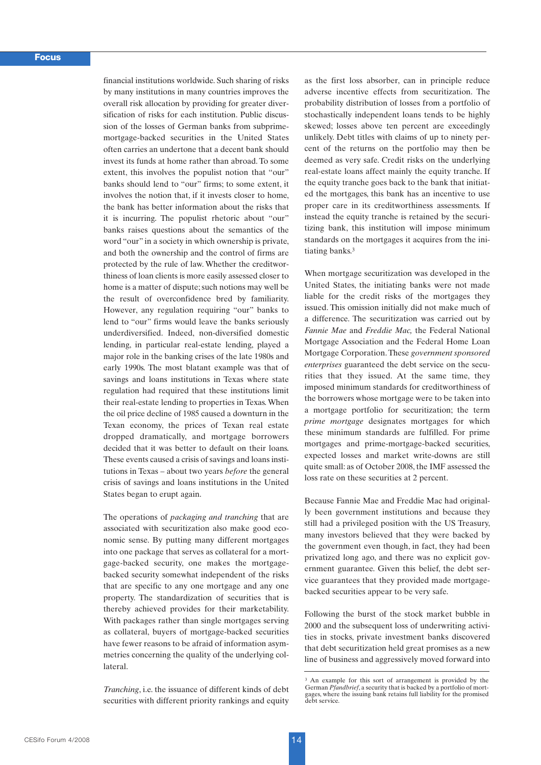financial institutions worldwide. Such sharing of risks by many institutions in many countries improves the overall risk allocation by providing for greater diversification of risks for each institution. Public discussion of the losses of German banks from subprime-mortgage-backed securities in the United States often carries an undertone that a decent bank should invest its funds at home rather than abroad. To some extent, this involves the populist notion that "our" banks should lend to "our" firms; to some extent, it involves the notion that, if it invests closer to home, the bank has better information about the risks that it is incurring. The populist rhetoric about "our" banks raises questions about the semantics of the word "our" in a society in which ownership is private, and both the ownership and the control of firms are protected by the rule of law. Whether the creditworthiness of loan clients is more easily assessed closer to home is a matter of dispute; such notions may well be the result of overconfidence bred by familiarity. However, any regulation requiring "our" banks to lend to "our" firms would leave the banks seriously underdiversified. Indeed, non-diversified domestic lending, in particular real-estate lending, played a major role in the banking crises of the late 1980s and early 1990s. The most blatant example was that of savings and loans institutions in Texas where state regulation had required that these institutions limit their real-estate lending to properties in Texas. When the oil price decline of 1985 caused a downturn in the Texan economy, the prices of Texan real estate dropped dramatically, and mortgage borrowers decided that it was better to default on their loans. These events caused a crisis of savings and loans institutions in Texas – about two years *before* the general crisis of savings and loans institutions in the United States began to erupt again.

The operations of *packaging and tranching* that are associated with securitization also make good economic sense. By putting many different mortgages into one package that serves as collateral for a mortgage-backed security, one makes the mortgage-backed security somewhat independent of the risks that are specific to any one mortgage and any one property. The standardization of securities that is thereby achieved provides for their marketability. With packages rather than single mortgages serving as collateral, buyers of mortgage-backed securities have fewer reasons to be afraid of information asymmetries concerning the quality of the underlying collateral.

*Tranching*, i.e. the issuance of different kinds of debt securities with different priority rankings and equity as the first loss absorber, can in principle reduce adverse incentive effects from securitization. The probability distribution of losses from a portfolio of stochastically independent loans tends to be highly skewed; losses above ten percent are exceedingly unlikely. Debt titles with claims of up to ninety percent of the returns on the portfolio may then be deemed as very safe. Credit risks on the underlying real-estate loans affect mainly the equity tranche. If the equity tranche goes back to the bank that initiated the mortgages, this bank has an incentive to use proper care in its creditworthiness assessments. If instead the equity tranche is retained by the securitizing bank, this institution will impose minimum standards on the mortgages it acquires from the initiating banks.[3]

When mortgage securitization was developed in the United States, the initiating banks were not made liable for the credit risks of the mortgages they issued. This omission initially did not make much of a difference. The securitization was carried out by *Fannie Mae* and *Freddie Mac,* the Federal National Mortgage Association and the Federal Home Loan Mortgage Corporation. These *government sponsored enterprises* guaranteed the debt service on the securities that they issued. At the same time, they imposed minimum standards for creditworthiness of the borrowers whose mortgage were to be taken into a mortgage portfolio for securitization; the term *prime mortgage* designates mortgages for which these minimum standards are fulfilled. For prime mortgages and prime-mortgage-backed securities, expected losses and market write-downs are still quite small: as of October 2008, the IMF assessed the loss rate on these securities at 2 percent.

Because Fannie Mae and Freddie Mac had originally been government institutions and because they still had a privileged position with the US Treasury, many investors believed that they were backed by the government even though, in fact, they had been privatized long ago, and there was no explicit government guarantee. Given this belief, the debt service guarantees that they provided made mortgage-backed securities appear to be very safe.

Following the burst of the stock market bubble in 2000 and the subsequent loss of underwriting activities in stocks, private investment banks discovered that debt securitization held great promises as a new line of business and aggressively moved forward into

---

[3] An example for this sort of arrangement is provided by the German *Pfandbrief*, a security that is backed by a portfolio of mortgages, where the issuing bank retains full liability for the promised debt service.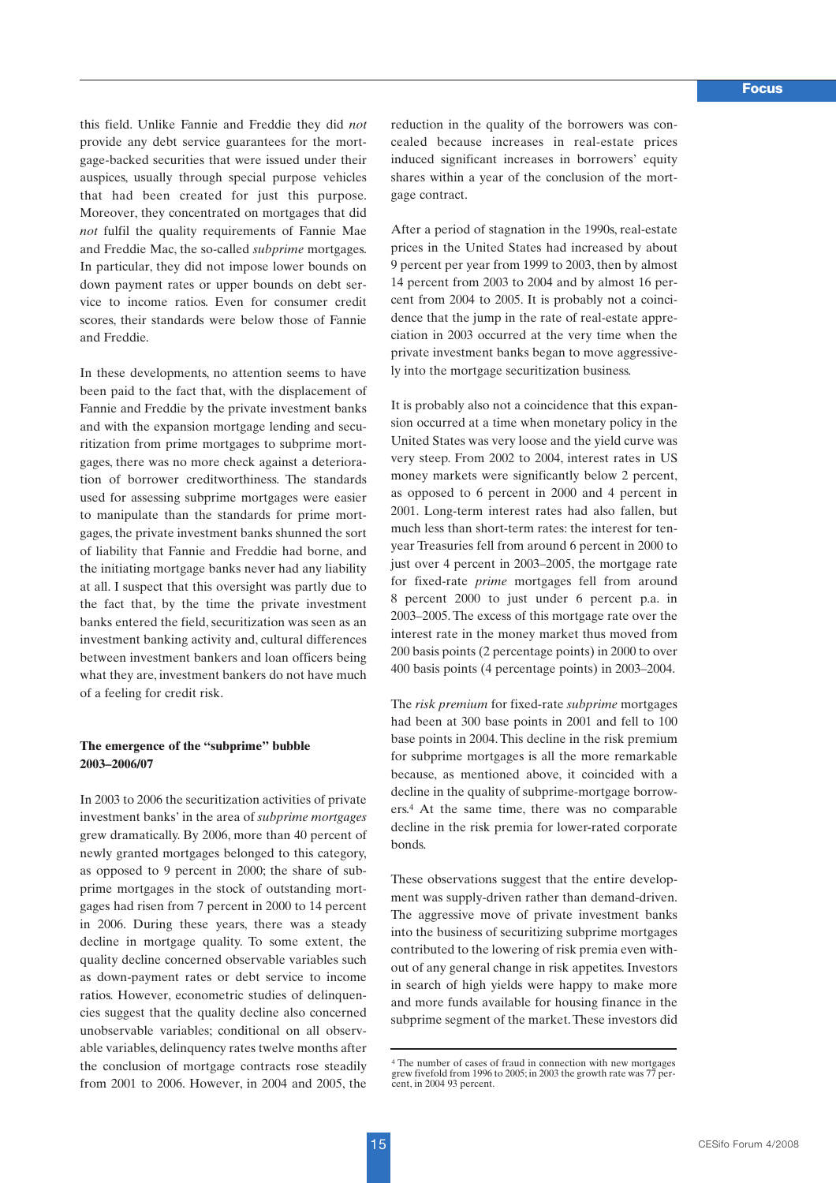this field. Unlike Fannie and Freddie they did *not* provide any debt service guarantees for the mortgage-backed securities that were issued under their auspices, usually through special purpose vehicles that had been created for just this purpose. Moreover, they concentrated on mortgages that did *not* fulfil the quality requirements of Fannie Mae and Freddie Mac, the so-called *subprime* mortgages. In particular, they did not impose lower bounds on down payment rates or upper bounds on debt service to income ratios. Even for consumer credit scores, their standards were below those of Fannie and Freddie.

In these developments, no attention seems to have been paid to the fact that, with the displacement of Fannie and Freddie by the private investment banks and with the expansion mortgage lending and securitization from prime mortgages to subprime mortgages, there was no more check against a deterioration of borrower creditworthiness. The standards used for assessing subprime mortgages were easier to manipulate than the standards for prime mortgages, the private investment banks shunned the sort of liability that Fannie and Freddie had borne, and the initiating mortgage banks never had any liability at all. I suspect that this oversight was partly due to the fact that, by the time the private investment banks entered the field, securitization was seen as an investment banking activity and, cultural differences between investment bankers and loan officers being what they are, investment bankers do not have much of a feeling for credit risk.

**The emergence of the "subprime" bubble 2003–2006/07**

In 2003 to 2006 the securitization activities of private investment banks' in the area of *subprime mortgages* grew dramatically. By 2006, more than 40 percent of newly granted mortgages belonged to this category, as opposed to 9 percent in 2000; the share of subprime mortgages in the stock of outstanding mortgages had risen from 7 percent in 2000 to 14 percent in 2006. During these years, there was a steady decline in mortgage quality. To some extent, the quality decline concerned observable variables such as down-payment rates or debt service to income ratios. However, econometric studies of delinquencies suggest that the quality decline also concerned unobservable variables; conditional on all observable variables, delinquency rates twelve months after the conclusion of mortgage contracts rose steadily from 2001 to 2006. However, in 2004 and 2005, the reduction in the quality of the borrowers was concealed because increases in real-estate prices induced significant increases in borrowers' equity shares within a year of the conclusion of the mortgage contract.

After a period of stagnation in the 1990s, real-estate prices in the United States had increased by about 9 percent per year from 1999 to 2003, then by almost 14 percent from 2003 to 2004 and by almost 16 percent from 2004 to 2005. It is probably not a coincidence that the jump in the rate of real-estate appreciation in 2003 occurred at the very time when the private investment banks began to move aggressively into the mortgage securitization business.

It is probably also not a coincidence that this expansion occurred at a time when monetary policy in the United States was very loose and the yield curve was very steep. From 2002 to 2004, interest rates in US money markets were significantly below 2 percent, as opposed to 6 percent in 2000 and 4 percent in 2001. Long-term interest rates had also fallen, but much less than short-term rates: the interest for ten-year Treasuries fell from around 6 percent in 2000 to just over 4 percent in 2003–2005, the mortgage rate for fixed-rate *prime* mortgages fell from around 8 percent 2000 to just under 6 percent p.a. in 2003–2005. The excess of this mortgage rate over the interest rate in the money market thus moved from 200 basis points (2 percentage points) in 2000 to over 400 basis points (4 percentage points) in 2003–2004.

The *risk premium* for fixed-rate *subprime* mortgages had been at 300 base points in 2001 and fell to 100 base points in 2004. This decline in the risk premium for subprime mortgages is all the more remarkable because, as mentioned above, it coincided with a decline in the quality of subprime-mortgage borrowers.[4] At the same time, there was no comparable decline in the risk premia for lower-rated corporate bonds.

These observations suggest that the entire development was supply-driven rather than demand-driven. The aggressive move of private investment banks into the business of securitizing subprime mortgages contributed to the lowering of risk premia even without any general change in risk appetites. Investors in search of high yields were happy to make more and more funds available for housing finance in the subprime segment of the market. These investors did

[4] The number of cases of fraud in connection with new mortgages grew fivefold from 1996 to 2005; in 2003 the growth rate was 77 percent, in 2004 93 percent.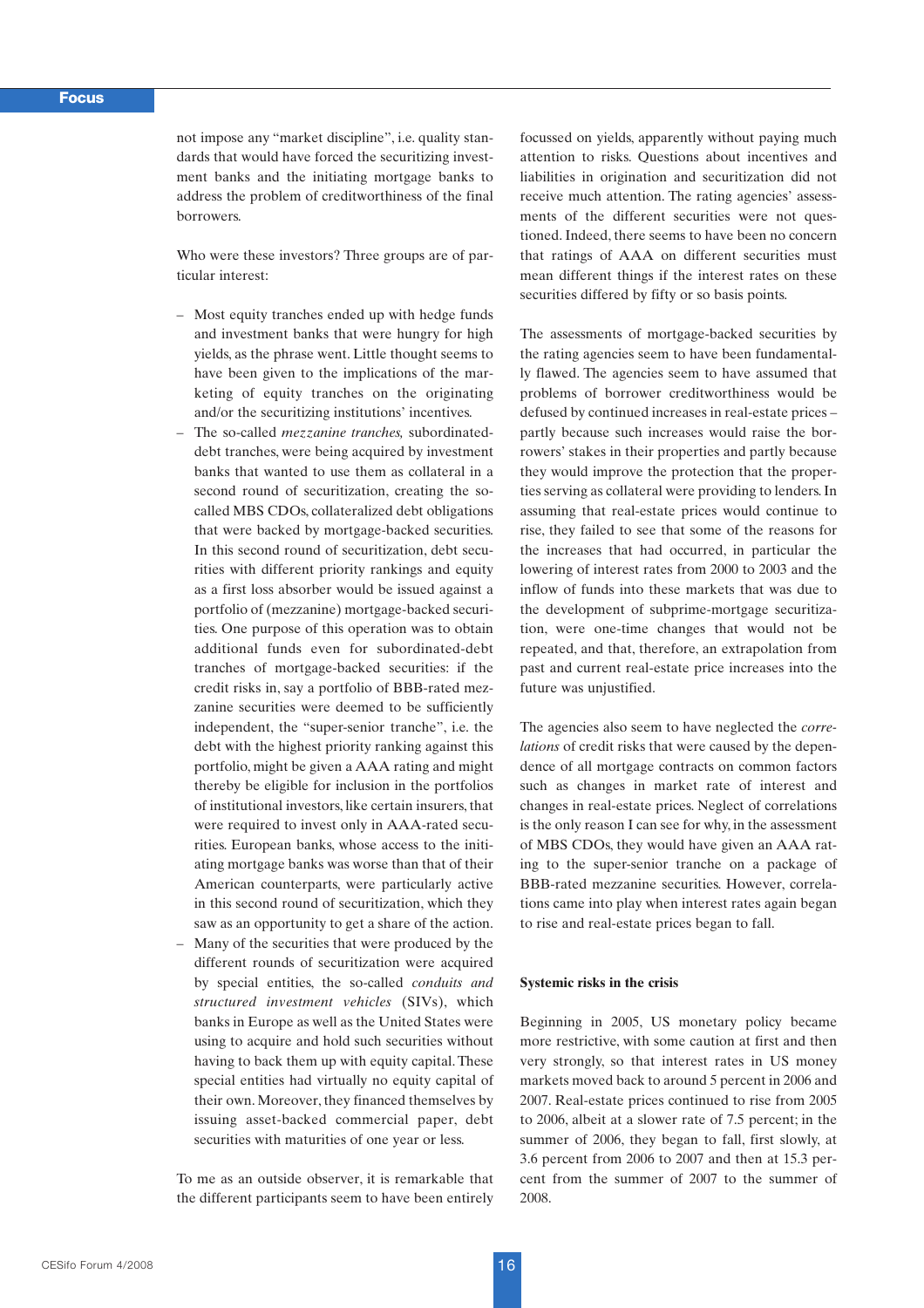not impose any "market discipline", i.e. quality standards that would have forced the securitizing investment banks and the initiating mortgage banks to address the problem of creditworthiness of the final borrowers.

Who were these investors? Three groups are of particular interest:

- Most equity tranches ended up with hedge funds and investment banks that were hungry for high yields, as the phrase went. Little thought seems to have been given to the implications of the marketing of equity tranches on the originating and/or the securitizing institutions' incentives.
- The so-called *mezzanine tranches,* subordinated-debt tranches, were being acquired by investment banks that wanted to use them as collateral in a second round of securitization, creating the so-called MBS CDOs, collateralized debt obligations that were backed by mortgage-backed securities. In this second round of securitization, debt securities with different priority rankings and equity as a first loss absorber would be issued against a portfolio of (mezzanine) mortgage-backed securities. One purpose of this operation was to obtain additional funds even for subordinated-debt tranches of mortgage-backed securities: if the credit risks in, say a portfolio of BBB-rated mezzanine securities were deemed to be sufficiently independent, the "super-senior tranche", i.e. the debt with the highest priority ranking against this portfolio, might be given a AAA rating and might thereby be eligible for inclusion in the portfolios of institutional investors, like certain insurers, that were required to invest only in AAA-rated securities. European banks, whose access to the initiating mortgage banks was worse than that of their American counterparts, were particularly active in this second round of securitization, which they saw as an opportunity to get a share of the action.
- Many of the securities that were produced by the different rounds of securitization were acquired by special entities, the so-called *conduits and structured investment vehicles* (SIVs), which banks in Europe as well as the United States were using to acquire and hold such securities without having to back them up with equity capital. These special entities had virtually no equity capital of their own. Moreover, they financed themselves by issuing asset-backed commercial paper, debt securities with maturities of one year or less.

To me as an outside observer, it is remarkable that the different participants seem to have been entirely focussed on yields, apparently without paying much attention to risks. Questions about incentives and liabilities in origination and securitization did not receive much attention. The rating agencies' assessments of the different securities were not questioned. Indeed, there seems to have been no concern that ratings of AAA on different securities must mean different things if the interest rates on these securities differed by fifty or so basis points.

The assessments of mortgage-backed securities by the rating agencies seem to have been fundamentally flawed. The agencies seem to have assumed that problems of borrower creditworthiness would be defused by continued increases in real-estate prices – partly because such increases would raise the borrowers' stakes in their properties and partly because they would improve the protection that the properties serving as collateral were providing to lenders. In assuming that real-estate prices would continue to rise, they failed to see that some of the reasons for the increases that had occurred, in particular the lowering of interest rates from 2000 to 2003 and the inflow of funds into these markets that was due to the development of subprime-mortgage securitization, were one-time changes that would not be repeated, and that, therefore, an extrapolation from past and current real-estate price increases into the future was unjustified.

The agencies also seem to have neglected the *correlations* of credit risks that were caused by the dependence of all mortgage contracts on common factors such as changes in market rate of interest and changes in real-estate prices. Neglect of correlations is the only reason I can see for why, in the assessment of MBS CDOs, they would have given an AAA rating to the super-senior tranche on a package of BBB-rated mezzanine securities. However, correlations came into play when interest rates again began to rise and real-estate prices began to fall.

### Systemic risks in the crisis

Beginning in 2005, US monetary policy became more restrictive, with some caution at first and then very strongly, so that interest rates in US money markets moved back to around 5 percent in 2006 and 2007. Real-estate prices continued to rise from 2005 to 2006, albeit at a slower rate of 7.5 percent; in the summer of 2006, they began to fall, first slowly, at 3.6 percent from 2006 to 2007 and then at 15.3 percent from the summer of 2007 to the summer of 2008.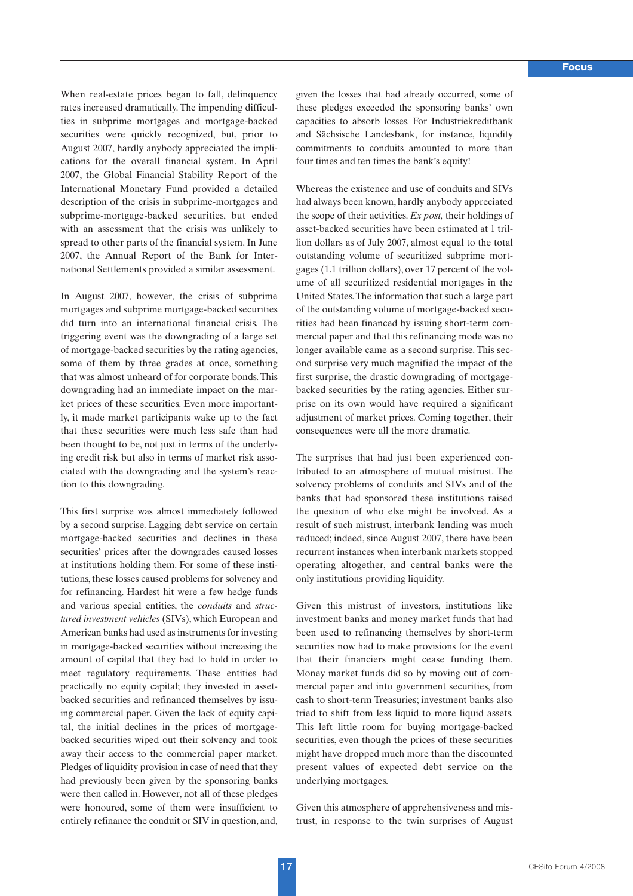When real-estate prices began to fall, delinquency rates increased dramatically. The impending difficulties in subprime mortgages and mortgage-backed securities were quickly recognized, but, prior to August 2007, hardly anybody appreciated the implications for the overall financial system. In April 2007, the Global Financial Stability Report of the International Monetary Fund provided a detailed description of the crisis in subprime-mortgages and subprime-mortgage-backed securities, but ended with an assessment that the crisis was unlikely to spread to other parts of the financial system. In June 2007, the Annual Report of the Bank for International Settlements provided a similar assessment.

In August 2007, however, the crisis of subprime mortgages and subprime mortgage-backed securities did turn into an international financial crisis. The triggering event was the downgrading of a large set of mortgage-backed securities by the rating agencies, some of them by three grades at once, something that was almost unheard of for corporate bonds. This downgrading had an immediate impact on the market prices of these securities. Even more importantly, it made market participants wake up to the fact that these securities were much less safe than had been thought to be, not just in terms of the underlying credit risk but also in terms of market risk associated with the downgrading and the system's reaction to this downgrading.

This first surprise was almost immediately followed by a second surprise. Lagging debt service on certain mortgage-backed securities and declines in these securities' prices after the downgrades caused losses at institutions holding them. For some of these institutions, these losses caused problems for solvency and for refinancing. Hardest hit were a few hedge funds and various special entities, the *conduits* and *structured investment vehicles* (SIVs), which European and American banks had used as instruments for investing in mortgage-backed securities without increasing the amount of capital that they had to hold in order to meet regulatory requirements. These entities had practically no equity capital; they invested in asset-backed securities and refinanced themselves by issuing commercial paper. Given the lack of equity capital, the initial declines in the prices of mortgage-backed securities wiped out their solvency and took away their access to the commercial paper market. Pledges of liquidity provision in case of need that they had previously been given by the sponsoring banks were then called in. However, not all of these pledges were honoured, some of them were insufficient to entirely refinance the conduit or SIV in question, and, given the losses that had already occurred, some of these pledges exceeded the sponsoring banks' own capacities to absorb losses. For Industriekreditbank and Sächsische Landesbank, for instance, liquidity commitments to conduits amounted to more than four times and ten times the bank's equity!

Whereas the existence and use of conduits and SIVs had always been known, hardly anybody appreciated the scope of their activities. *Ex post,* their holdings of asset-backed securities have been estimated at 1 trillion dollars as of July 2007, almost equal to the total outstanding volume of securitized subprime mortgages (1.1 trillion dollars), over 17 percent of the volume of all securitized residential mortgages in the United States. The information that such a large part of the outstanding volume of mortgage-backed securities had been financed by issuing short-term commercial paper and that this refinancing mode was no longer available came as a second surprise. This second surprise very much magnified the impact of the first surprise, the drastic downgrading of mortgage-backed securities by the rating agencies. Either surprise on its own would have required a significant adjustment of market prices. Coming together, their consequences were all the more dramatic.

The surprises that had just been experienced contributed to an atmosphere of mutual mistrust. The solvency problems of conduits and SIVs and of the banks that had sponsored these institutions raised the question of who else might be involved. As a result of such mistrust, interbank lending was much reduced; indeed, since August 2007, there have been recurrent instances when interbank markets stopped operating altogether, and central banks were the only institutions providing liquidity.

Given this mistrust of investors, institutions like investment banks and money market funds that had been used to refinancing themselves by short-term securities now had to make provisions for the event that their financiers might cease funding them. Money market funds did so by moving out of commercial paper and into government securities, from cash to short-term Treasuries; investment banks also tried to shift from less liquid to more liquid assets. This left little room for buying mortgage-backed securities, even though the prices of these securities might have dropped much more than the discounted present values of expected debt service on the underlying mortgages.

Given this atmosphere of apprehensiveness and mistrust, in response to the twin surprises of August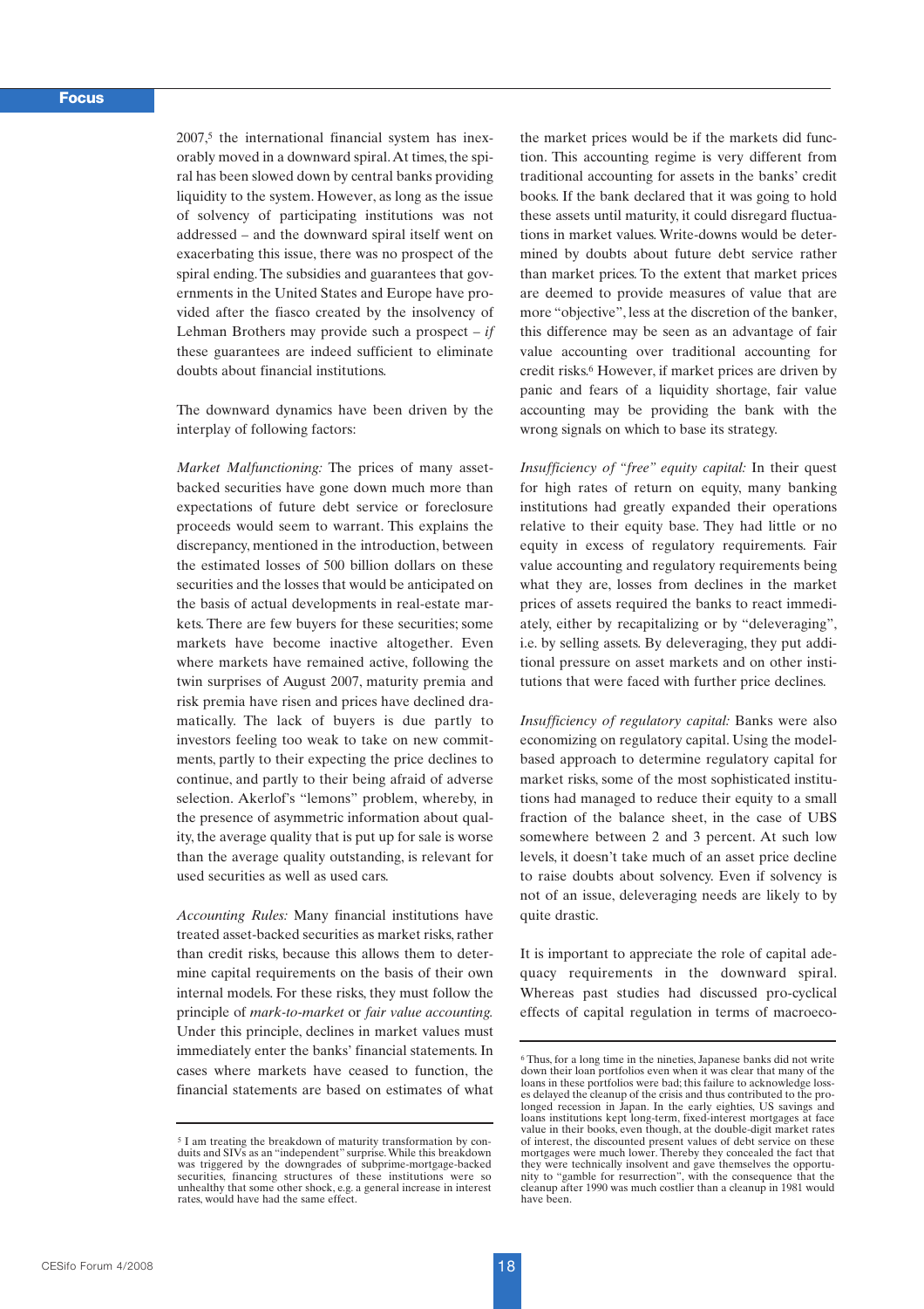2007,[5] the international financial system has inexorably moved in a downward spiral. At times, the spiral has been slowed down by central banks providing liquidity to the system. However, as long as the issue of solvency of participating institutions was not addressed – and the downward spiral itself went on exacerbating this issue, there was no prospect of the spiral ending. The subsidies and guarantees that governments in the United States and Europe have provided after the fiasco created by the insolvency of Lehman Brothers may provide such a prospect – *if* these guarantees are indeed sufficient to eliminate doubts about financial institutions.

The downward dynamics have been driven by the interplay of following factors:

*Market Malfunctioning:* The prices of many asset-backed securities have gone down much more than expectations of future debt service or foreclosure proceeds would seem to warrant. This explains the discrepancy, mentioned in the introduction, between the estimated losses of 500 billion dollars on these securities and the losses that would be anticipated on the basis of actual developments in real-estate markets. There are few buyers for these securities; some markets have become inactive altogether. Even where markets have remained active, following the twin surprises of August 2007, maturity premia and risk premia have risen and prices have declined dramatically. The lack of buyers is due partly to investors feeling too weak to take on new commitments, partly to their expecting the price declines to continue, and partly to their being afraid of adverse selection. Akerlof's "lemons" problem, whereby, in the presence of asymmetric information about quality, the average quality that is put up for sale is worse than the average quality outstanding, is relevant for used securities as well as used cars.

*Accounting Rules:* Many financial institutions have treated asset-backed securities as market risks, rather than credit risks, because this allows them to determine capital requirements on the basis of their own internal models. For these risks, they must follow the principle of *mark-to-market* or *fair value accounting.* Under this principle, declines in market values must immediately enter the banks' financial statements. In cases where markets have ceased to function, the financial statements are based on estimates of what the market prices would be if the markets did function. This accounting regime is very different from traditional accounting for assets in the banks' credit books. If the bank declared that it was going to hold these assets until maturity, it could disregard fluctuations in market values. Write-downs would be determined by doubts about future debt service rather than market prices. To the extent that market prices are deemed to provide measures of value that are more "objective", less at the discretion of the banker, this difference may be seen as an advantage of fair value accounting over traditional accounting for credit risks.[6] However, if market prices are driven by panic and fears of a liquidity shortage, fair value accounting may be providing the bank with the wrong signals on which to base its strategy.

*Insufficiency of "free" equity capital:* In their quest for high rates of return on equity, many banking institutions had greatly expanded their operations relative to their equity base. They had little or no equity in excess of regulatory requirements. Fair value accounting and regulatory requirements being what they are, losses from declines in the market prices of assets required the banks to react immediately, either by recapitalizing or by "deleveraging", i.e. by selling assets. By deleveraging, they put additional pressure on asset markets and on other institutions that were faced with further price declines.

*Insufficiency of regulatory capital:* Banks were also economizing on regulatory capital. Using the model-based approach to determine regulatory capital for market risks, some of the most sophisticated institutions had managed to reduce their equity to a small fraction of the balance sheet, in the case of UBS somewhere between 2 and 3 percent. At such low levels, it doesn't take much of an asset price decline to raise doubts about solvency. Even if solvency is not of an issue, deleveraging needs are likely to by quite drastic.

It is important to appreciate the role of capital adequacy requirements in the downward spiral. Whereas past studies had discussed pro-cyclical effects of capital regulation in terms of macroeco-

---

[5] I am treating the breakdown of maturity transformation by conduits and SIVs as an "independent" surprise. While this breakdown was triggered by the downgrades of subprime-mortgage-backed securities, financing structures of these institutions were so unhealthy that some other shock, e.g. a general increase in interest rates, would have had the same effect.

[6] Thus, for a long time in the nineties, Japanese banks did not write down their loan portfolios even when it was clear that many of the loans in these portfolios were bad; this failure to acknowledge losses delayed the cleanup of the crisis and thus contributed to the prolonged recession in Japan. In the early eighties, US savings and loans institutions kept long-term, fixed-interest mortgages at face value in their books, even though, at the double-digit market rates of interest, the discounted present values of debt service on these mortgages were much lower. Thereby they concealed the fact that they were technically insolvent and gave themselves the opportunity to "gamble for resurrection", with the consequence that the cleanup after 1990 was much costlier than a cleanup in 1981 would have been.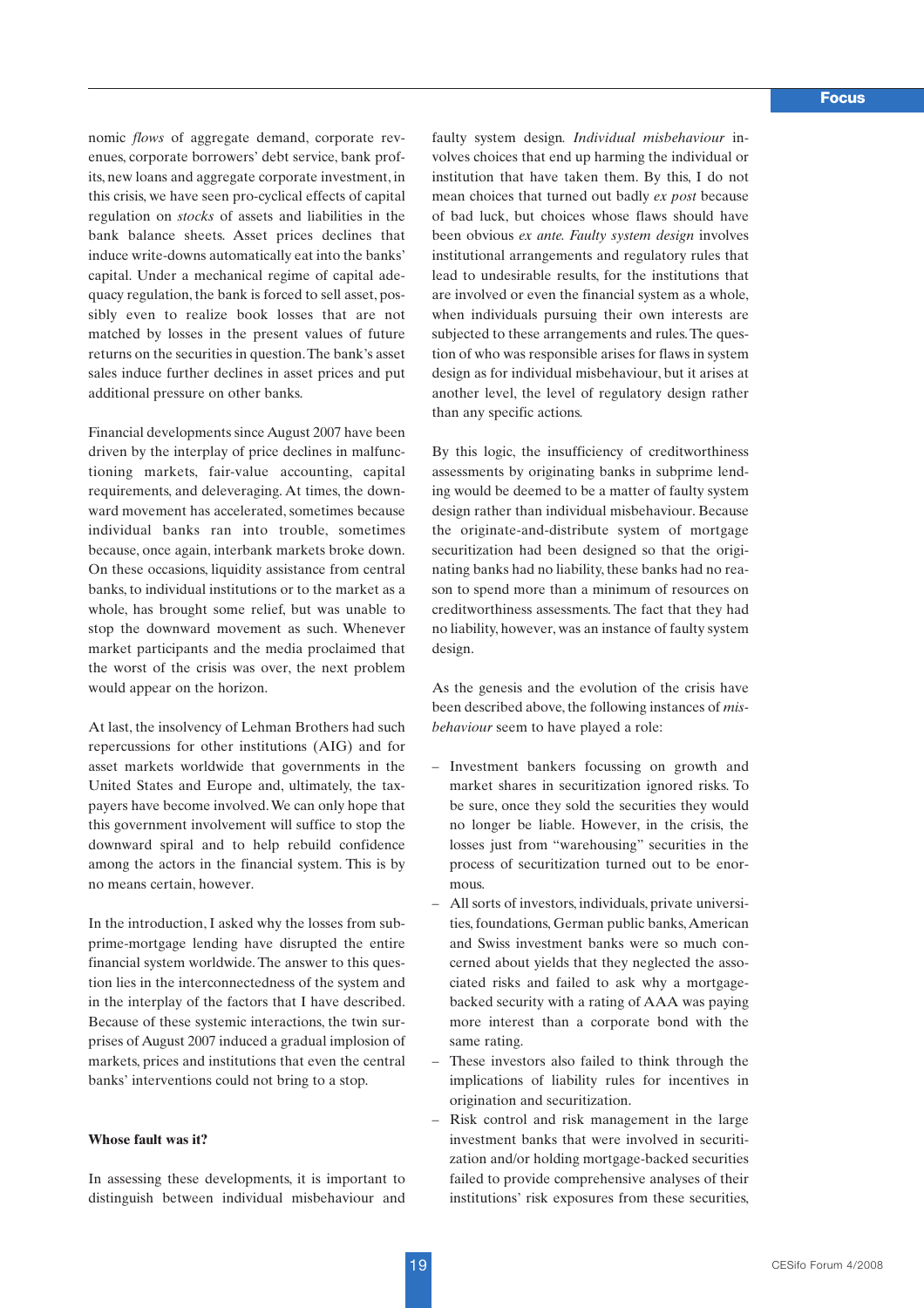nomic *flows* of aggregate demand, corporate revenues, corporate borrowers' debt service, bank profits, new loans and aggregate corporate investment, in this crisis, we have seen pro-cyclical effects of capital regulation on *stocks* of assets and liabilities in the bank balance sheets. Asset prices declines that induce write-downs automatically eat into the banks' capital. Under a mechanical regime of capital adequacy regulation, the bank is forced to sell asset, possibly even to realize book losses that are not matched by losses in the present values of future returns on the securities in question. The bank's asset sales induce further declines in asset prices and put additional pressure on other banks.

Financial developments since August 2007 have been driven by the interplay of price declines in malfunctioning markets, fair-value accounting, capital requirements, and deleveraging. At times, the downward movement has accelerated, sometimes because individual banks ran into trouble, sometimes because, once again, interbank markets broke down. On these occasions, liquidity assistance from central banks, to individual institutions or to the market as a whole, has brought some relief, but was unable to stop the downward movement as such. Whenever market participants and the media proclaimed that the worst of the crisis was over, the next problem would appear on the horizon.

At last, the insolvency of Lehman Brothers had such repercussions for other institutions (AIG) and for asset markets worldwide that governments in the United States and Europe and, ultimately, the taxpayers have become involved. We can only hope that this government involvement will suffice to stop the downward spiral and to help rebuild confidence among the actors in the financial system. This is by no means certain, however.

In the introduction, I asked why the losses from subprime-mortgage lending have disrupted the entire financial system worldwide. The answer to this question lies in the interconnectedness of the system and in the interplay of the factors that I have described. Because of these systemic interactions, the twin surprises of August 2007 induced a gradual implosion of markets, prices and institutions that even the central banks' interventions could not bring to a stop.

**Whose fault was it?**

In assessing these developments, it is important to distinguish between individual misbehaviour and faulty system design. *Individual misbehaviour* involves choices that end up harming the individual or institution that have taken them. By this, I do not mean choices that turned out badly *ex post* because of bad luck, but choices whose flaws should have been obvious *ex ante*. *Faulty system design* involves institutional arrangements and regulatory rules that lead to undesirable results, for the institutions that are involved or even the financial system as a whole, when individuals pursuing their own interests are subjected to these arrangements and rules. The question of who was responsible arises for flaws in system design as for individual misbehaviour, but it arises at another level, the level of regulatory design rather than any specific actions.

By this logic, the insufficiency of creditworthiness assessments by originating banks in subprime lending would be deemed to be a matter of faulty system design rather than individual misbehaviour. Because the originate-and-distribute system of mortgage securitization had been designed so that the originating banks had no liability, these banks had no reason to spend more than a minimum of resources on creditworthiness assessments. The fact that they had no liability, however, was an instance of faulty system design.

As the genesis and the evolution of the crisis have been described above, the following instances of *misbehaviour* seem to have played a role:

- Investment bankers focussing on growth and market shares in securitization ignored risks. To be sure, once they sold the securities they would no longer be liable. However, in the crisis, the losses just from "warehousing" securities in the process of securitization turned out to be enormous.
- All sorts of investors, individuals, private universities, foundations, German public banks, American and Swiss investment banks were so much concerned about yields that they neglected the associated risks and failed to ask why a mortgage-backed security with a rating of AAA was paying more interest than a corporate bond with the same rating.
- These investors also failed to think through the implications of liability rules for incentives in origination and securitization.
- Risk control and risk management in the large investment banks that were involved in securitization and/or holding mortgage-backed securities failed to provide comprehensive analyses of their institutions' risk exposures from these securities,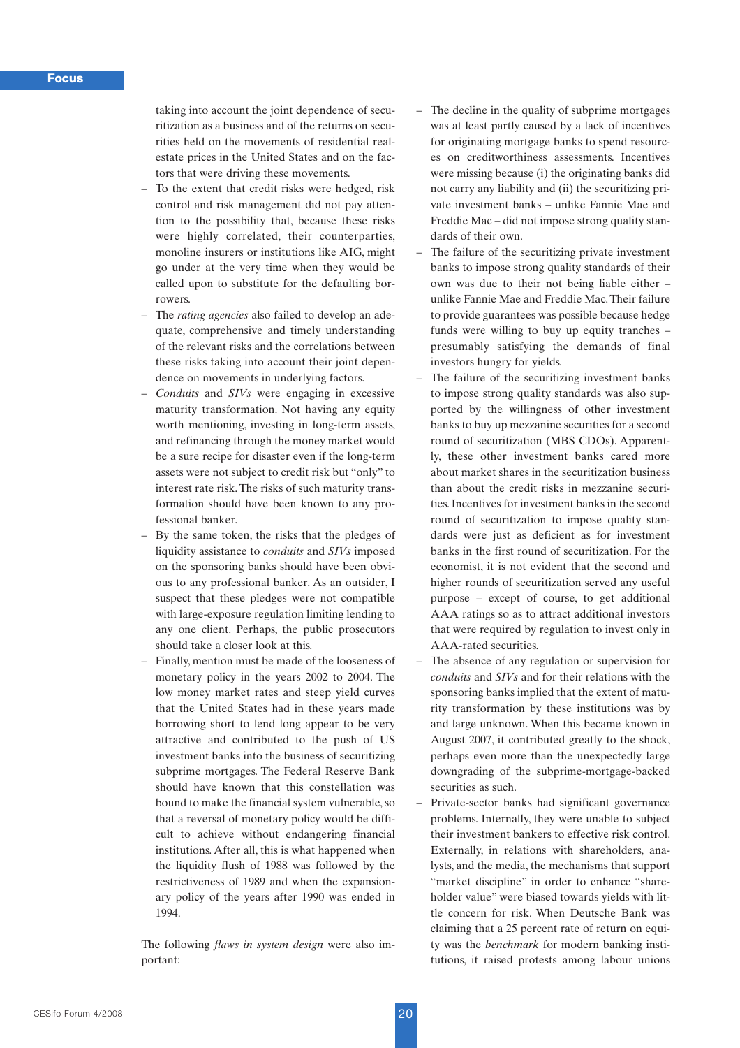taking into account the joint dependence of securitization as a business and of the returns on securities held on the movements of residential real-estate prices in the United States and on the factors that were driving these movements.

- To the extent that credit risks were hedged, risk control and risk management did not pay attention to the possibility that, because these risks were highly correlated, their counterparties, monoline insurers or institutions like AIG, might go under at the very time when they would be called upon to substitute for the defaulting borrowers.
- The *rating agencies* also failed to develop an adequate, comprehensive and timely understanding of the relevant risks and the correlations between these risks taking into account their joint dependence on movements in underlying factors.
- *Conduits* and *SIVs* were engaging in excessive maturity transformation. Not having any equity worth mentioning, investing in long-term assets, and refinancing through the money market would be a sure recipe for disaster even if the long-term assets were not subject to credit risk but "only" to interest rate risk. The risks of such maturity transformation should have been known to any professional banker.
- By the same token, the risks that the pledges of liquidity assistance to *conduits* and *SIVs* imposed on the sponsoring banks should have been obvious to any professional banker. As an outsider, I suspect that these pledges were not compatible with large-exposure regulation limiting lending to any one client. Perhaps, the public prosecutors should take a closer look at this.
- Finally, mention must be made of the looseness of monetary policy in the years 2002 to 2004. The low money market rates and steep yield curves that the United States had in these years made borrowing short to lend long appear to be very attractive and contributed to the push of US investment banks into the business of securitizing subprime mortgages. The Federal Reserve Bank should have known that this constellation was bound to make the financial system vulnerable, so that a reversal of monetary policy would be difficult to achieve without endangering financial institutions. After all, this is what happened when the liquidity flush of 1988 was followed by the restrictiveness of 1989 and when the expansionary policy of the years after 1990 was ended in 1994.

The following *flaws in system design* were also important:

- The decline in the quality of subprime mortgages was at least partly caused by a lack of incentives for originating mortgage banks to spend resources on creditworthiness assessments. Incentives were missing because (i) the originating banks did not carry any liability and (ii) the securitizing private investment banks – unlike Fannie Mae and Freddie Mac – did not impose strong quality standards of their own.
- The failure of the securitizing private investment banks to impose strong quality standards of their own was due to their not being liable either – unlike Fannie Mae and Freddie Mac. Their failure to provide guarantees was possible because hedge funds were willing to buy up equity tranches – presumably satisfying the demands of final investors hungry for yields.
- The failure of the securitizing investment banks to impose strong quality standards was also supported by the willingness of other investment banks to buy up mezzanine securities for a second round of securitization (MBS CDOs). Apparently, these other investment banks cared more about market shares in the securitization business than about the credit risks in mezzanine securities. Incentives for investment banks in the second round of securitization to impose quality standards were just as deficient as for investment banks in the first round of securitization. For the economist, it is not evident that the second and higher rounds of securitization served any useful purpose – except of course, to get additional AAA ratings so as to attract additional investors that were required by regulation to invest only in AAA-rated securities.
- The absence of any regulation or supervision for *conduits* and *SIVs* and for their relations with the sponsoring banks implied that the extent of maturity transformation by these institutions was by and large unknown. When this became known in August 2007, it contributed greatly to the shock, perhaps even more than the unexpectedly large downgrading of the subprime-mortgage-backed securities as such.
- Private-sector banks had significant governance problems. Internally, they were unable to subject their investment bankers to effective risk control. Externally, in relations with shareholders, analysts, and the media, the mechanisms that support "market discipline" in order to enhance "shareholder value" were biased towards yields with little concern for risk. When Deutsche Bank was claiming that a 25 percent rate of return on equity was the *benchmark* for modern banking institutions, it raised protests among labour unions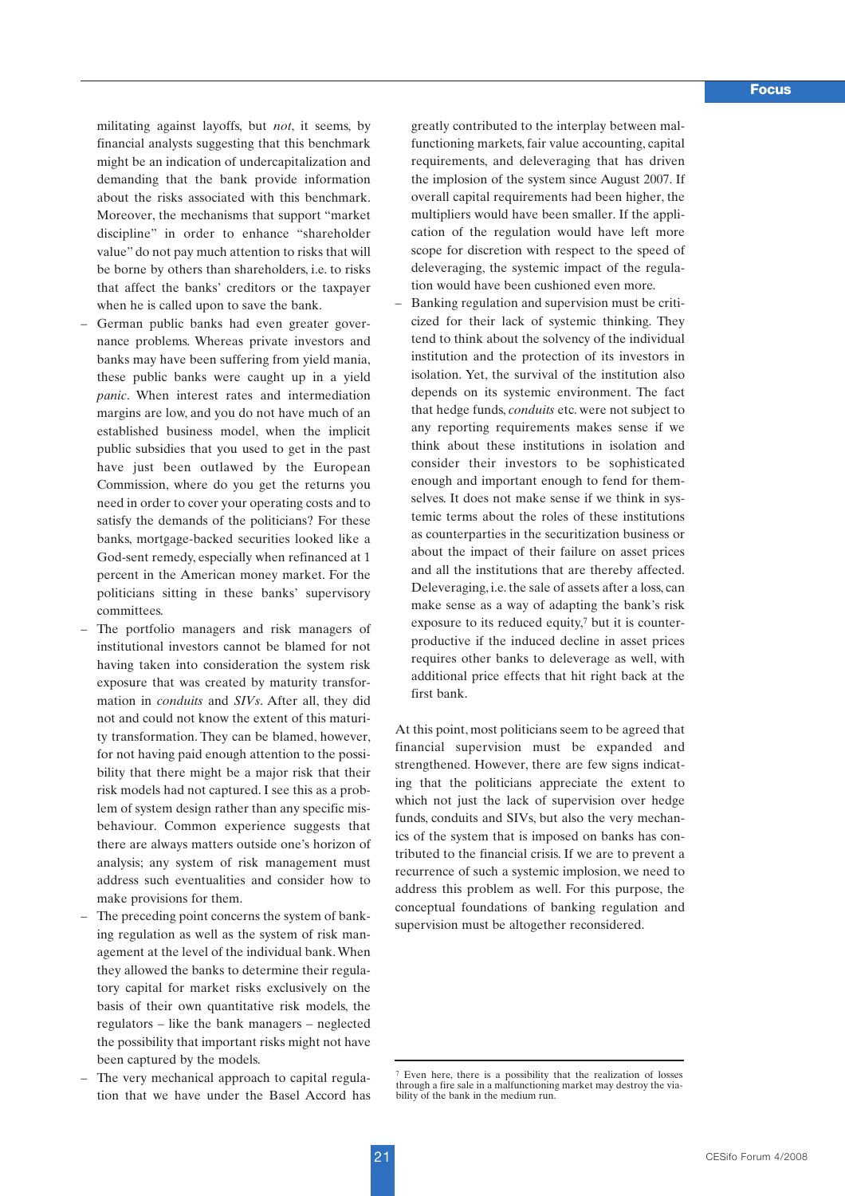militating against layoffs, but *not*, it seems, by financial analysts suggesting that this benchmark might be an indication of undercapitalization and demanding that the bank provide information about the risks associated with this benchmark. Moreover, the mechanisms that support "market discipline" in order to enhance "shareholder value" do not pay much attention to risks that will be borne by others than shareholders, i.e. to risks that affect the banks' creditors or the taxpayer when he is called upon to save the bank.

- German public banks had even greater governance problems. Whereas private investors and banks may have been suffering from yield mania, these public banks were caught up in a yield *panic*. When interest rates and intermediation margins are low, and you do not have much of an established business model, when the implicit public subsidies that you used to get in the past have just been outlawed by the European Commission, where do you get the returns you need in order to cover your operating costs and to satisfy the demands of the politicians? For these banks, mortgage-backed securities looked like a God-sent remedy, especially when refinanced at 1 percent in the American money market. For the politicians sitting in these banks' supervisory committees.
- The portfolio managers and risk managers of institutional investors cannot be blamed for not having taken into consideration the system risk exposure that was created by maturity transformation in *conduits* and *SIVs*. After all, they did not and could not know the extent of this maturity transformation. They can be blamed, however, for not having paid enough attention to the possibility that there might be a major risk that their risk models had not captured. I see this as a problem of system design rather than any specific misbehaviour. Common experience suggests that there are always matters outside one's horizon of analysis; any system of risk management must address such eventualities and consider how to make provisions for them.
- The preceding point concerns the system of banking regulation as well as the system of risk management at the level of the individual bank. When they allowed the banks to determine their regulatory capital for market risks exclusively on the basis of their own quantitative risk models, the regulators – like the bank managers – neglected the possibility that important risks might not have been captured by the models.
- The very mechanical approach to capital regulation that we have under the Basel Accord has greatly contributed to the interplay between malfunctioning markets, fair value accounting, capital requirements, and deleveraging that has driven the implosion of the system since August 2007. If overall capital requirements had been higher, the multipliers would have been smaller. If the application of the regulation would have left more scope for discretion with respect to the speed of deleveraging, the systemic impact of the regulation would have been cushioned even more.
- Banking regulation and supervision must be criticized for their lack of systemic thinking. They tend to think about the solvency of the individual institution and the protection of its investors in isolation. Yet, the survival of the institution also depends on its systemic environment. The fact that hedge funds, *conduits* etc. were not subject to any reporting requirements makes sense if we think about these institutions in isolation and consider their investors to be sophisticated enough and important enough to fend for themselves. It does not make sense if we think in systemic terms about the roles of these institutions as counterparties in the securitization business or about the impact of their failure on asset prices and all the institutions that are thereby affected. Deleveraging, i.e. the sale of assets after a loss, can make sense as a way of adapting the bank's risk exposure to its reduced equity,[7] but it is counterproductive if the induced decline in asset prices requires other banks to deleverage as well, with additional price effects that hit right back at the first bank.

At this point, most politicians seem to be agreed that financial supervision must be expanded and strengthened. However, there are few signs indicating that the politicians appreciate the extent to which not just the lack of supervision over hedge funds, conduits and SIVs, but also the very mechanics of the system that is imposed on banks has contributed to the financial crisis. If we are to prevent a recurrence of such a systemic implosion, we need to address this problem as well. For this purpose, the conceptual foundations of banking regulation and supervision must be altogether reconsidered.

---

[7] Even here, there is a possibility that the realization of losses through a fire sale in a malfunctioning market may destroy the viability of the bank in the medium run.